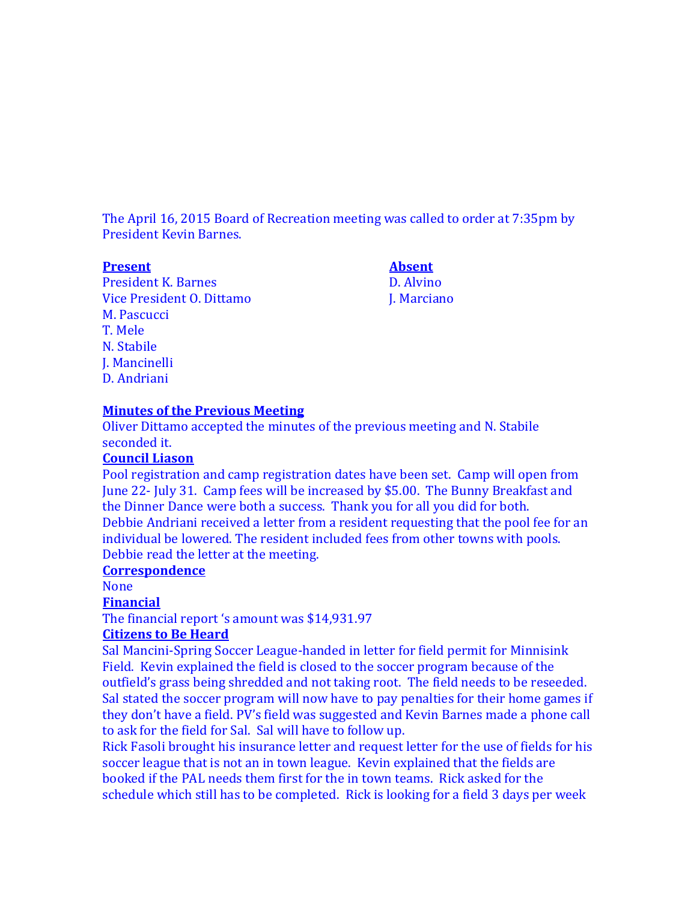The April 16, 2015 Board of Recreation meeting was called to order at 7:35pm by President Kevin Barnes.

| **Present** | **Absent** |
|---|---|
| President K. Barnes | D. Alvino |
| Vice President O. Dittamo | J. Marciano |
| M. Pascucci | |
| T. Mele | |
| N. Stabile | |
| J. Mancinelli | |
| D. Andriani | |

**Minutes of the Previous Meeting**

Oliver Dittamo accepted the minutes of the previous meeting and N. Stabile seconded it.

**Council Liason**

Pool registration and camp registration dates have been set. Camp will open from June 22- July 31. Camp fees will be increased by $5.00. The Bunny Breakfast and the Dinner Dance were both a success. Thank you for all you did for both. Debbie Andriani received a letter from a resident requesting that the pool fee for an individual be lowered. The resident included fees from other towns with pools. Debbie read the letter at the meeting.

**Correspondence**

None

**Financial**

The financial report 's amount was $14,931.97

**Citizens to Be Heard**

Sal Mancini-Spring Soccer League-handed in letter for field permit for Minnisink Field. Kevin explained the field is closed to the soccer program because of the outfield's grass being shredded and not taking root. The field needs to be reseeded. Sal stated the soccer program will now have to pay penalties for their home games if they don't have a field. PV's field was suggested and Kevin Barnes made a phone call to ask for the field for Sal. Sal will have to follow up.

Rick Fasoli brought his insurance letter and request letter for the use of fields for his soccer league that is not an in town league. Kevin explained that the fields are booked if the PAL needs them first for the in town teams. Rick asked for the schedule which still has to be completed. Rick is looking for a field 3 days per week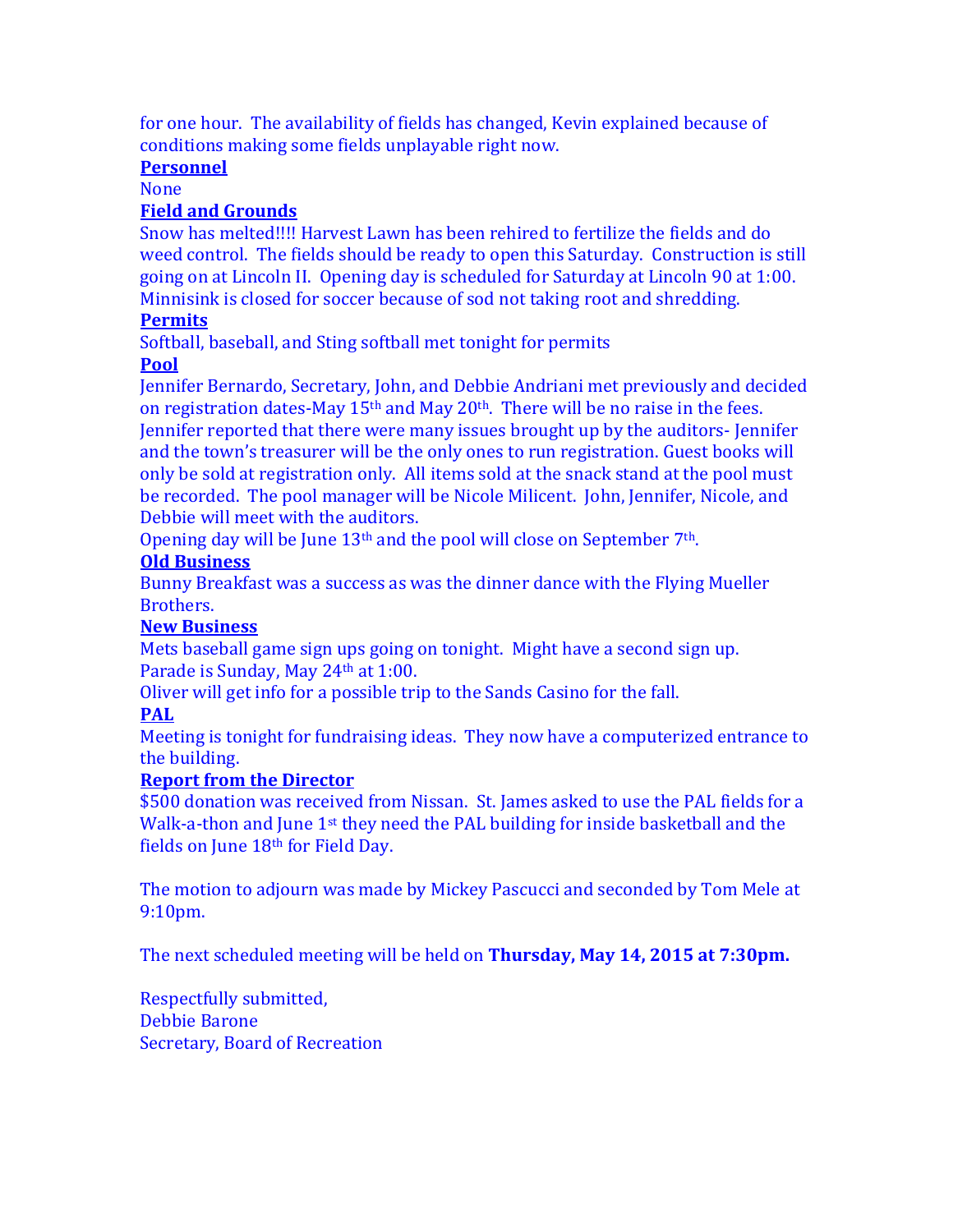for one hour. The availability of fields has changed, Kevin explained because of conditions making some fields unplayable right now.

**Personnel**

None

**Field and Grounds**

Snow has melted!!!! Harvest Lawn has been rehired to fertilize the fields and do weed control. The fields should be ready to open this Saturday. Construction is still going on at Lincoln II. Opening day is scheduled for Saturday at Lincoln 90 at 1:00. Minnisink is closed for soccer because of sod not taking root and shredding.

**Permits**

Softball, baseball, and Sting softball met tonight for permits

**Pool**

Jennifer Bernardo, Secretary, John, and Debbie Andriani met previously and decided on registration dates-May 15th and May 20th. There will be no raise in the fees. Jennifer reported that there were many issues brought up by the auditors- Jennifer and the town's treasurer will be the only ones to run registration. Guest books will only be sold at registration only. All items sold at the snack stand at the pool must be recorded. The pool manager will be Nicole Milicent. John, Jennifer, Nicole, and Debbie will meet with the auditors.

Opening day will be June 13th and the pool will close on September 7th.

**Old Business**

Bunny Breakfast was a success as was the dinner dance with the Flying Mueller Brothers.

**New Business**

Mets baseball game sign ups going on tonight. Might have a second sign up.
Parade is Sunday, May 24th at 1:00.
Oliver will get info for a possible trip to the Sands Casino for the fall.

**PAL**

Meeting is tonight for fundraising ideas. They now have a computerized entrance to the building.

**Report from the Director**

$500 donation was received from Nissan. St. James asked to use the PAL fields for a Walk-a-thon and June 1st they need the PAL building for inside basketball and the fields on June 18th for Field Day.

The motion to adjourn was made by Mickey Pascucci and seconded by Tom Mele at 9:10pm.

The next scheduled meeting will be held on **Thursday, May 14, 2015 at 7:30pm.**

Respectfully submitted,
Debbie Barone
Secretary, Board of Recreation